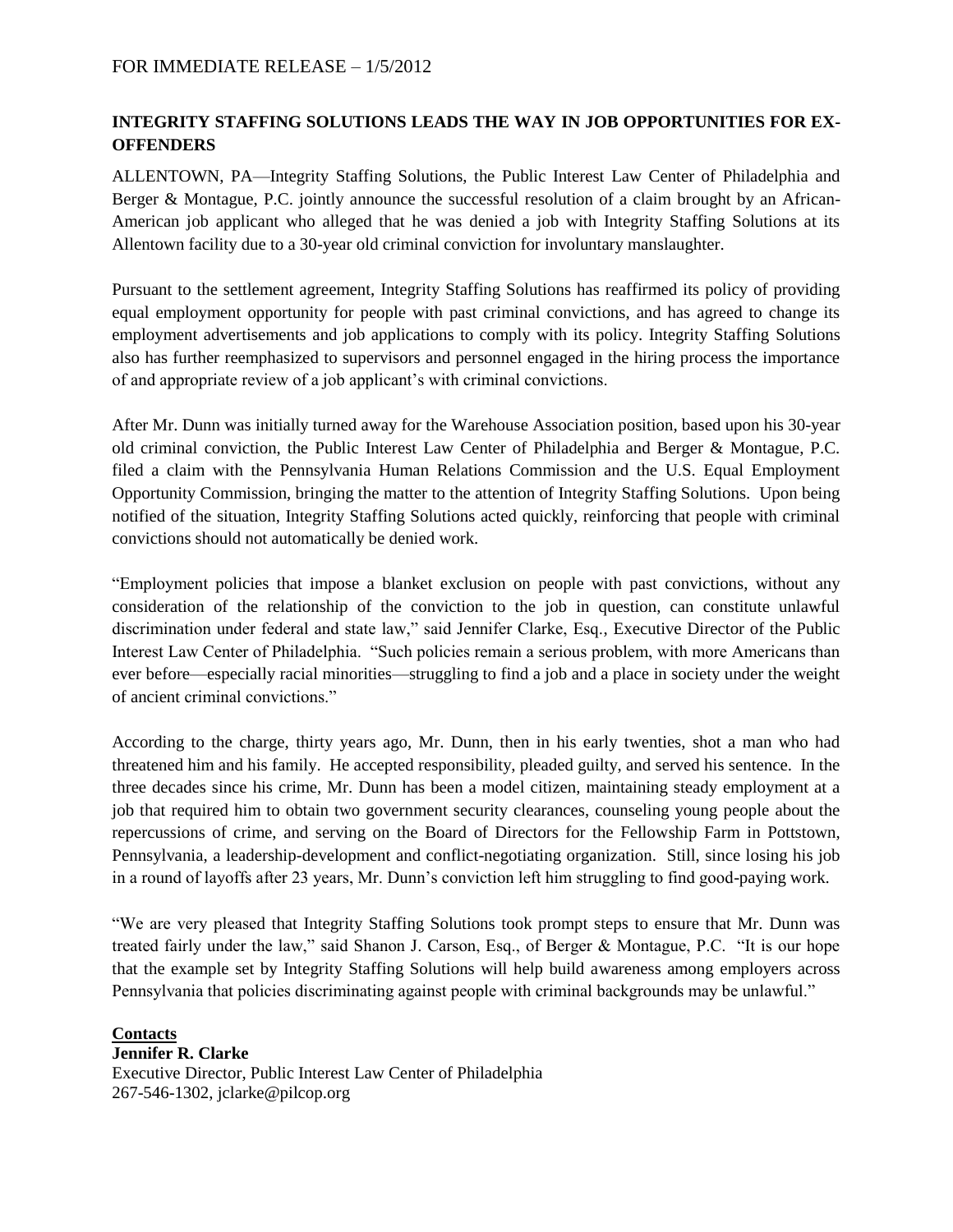FOR IMMEDIATE RELEASE – 1/5/2012

**INTEGRITY STAFFING SOLUTIONS LEADS THE WAY IN JOB OPPORTUNITIES FOR EX-OFFENDERS**

ALLENTOWN, PA—Integrity Staffing Solutions, the Public Interest Law Center of Philadelphia and Berger & Montague, P.C. jointly announce the successful resolution of a claim brought by an African-American job applicant who alleged that he was denied a job with Integrity Staffing Solutions at its Allentown facility due to a 30-year old criminal conviction for involuntary manslaughter.

Pursuant to the settlement agreement, Integrity Staffing Solutions has reaffirmed its policy of providing equal employment opportunity for people with past criminal convictions, and has agreed to change its employment advertisements and job applications to comply with its policy. Integrity Staffing Solutions also has further reemphasized to supervisors and personnel engaged in the hiring process the importance of and appropriate review of a job applicant's with criminal convictions.

After Mr. Dunn was initially turned away for the Warehouse Association position, based upon his 30-year old criminal conviction, the Public Interest Law Center of Philadelphia and Berger & Montague, P.C. filed a claim with the Pennsylvania Human Relations Commission and the U.S. Equal Employment Opportunity Commission, bringing the matter to the attention of Integrity Staffing Solutions. Upon being notified of the situation, Integrity Staffing Solutions acted quickly, reinforcing that people with criminal convictions should not automatically be denied work.

"Employment policies that impose a blanket exclusion on people with past convictions, without any consideration of the relationship of the conviction to the job in question, can constitute unlawful discrimination under federal and state law," said Jennifer Clarke, Esq., Executive Director of the Public Interest Law Center of Philadelphia. "Such policies remain a serious problem, with more Americans than ever before—especially racial minorities—struggling to find a job and a place in society under the weight of ancient criminal convictions."

According to the charge, thirty years ago, Mr. Dunn, then in his early twenties, shot a man who had threatened him and his family. He accepted responsibility, pleaded guilty, and served his sentence. In the three decades since his crime, Mr. Dunn has been a model citizen, maintaining steady employment at a job that required him to obtain two government security clearances, counseling young people about the repercussions of crime, and serving on the Board of Directors for the Fellowship Farm in Pottstown, Pennsylvania, a leadership-development and conflict-negotiating organization. Still, since losing his job in a round of layoffs after 23 years, Mr. Dunn's conviction left him struggling to find good-paying work.

"We are very pleased that Integrity Staffing Solutions took prompt steps to ensure that Mr. Dunn was treated fairly under the law," said Shanon J. Carson, Esq., of Berger & Montague, P.C. "It is our hope that the example set by Integrity Staffing Solutions will help build awareness among employers across Pennsylvania that policies discriminating against people with criminal backgrounds may be unlawful."

**Contacts**

**Jennifer R. Clarke**
Executive Director, Public Interest Law Center of Philadelphia
267-546-1302, jclarke@pilcop.org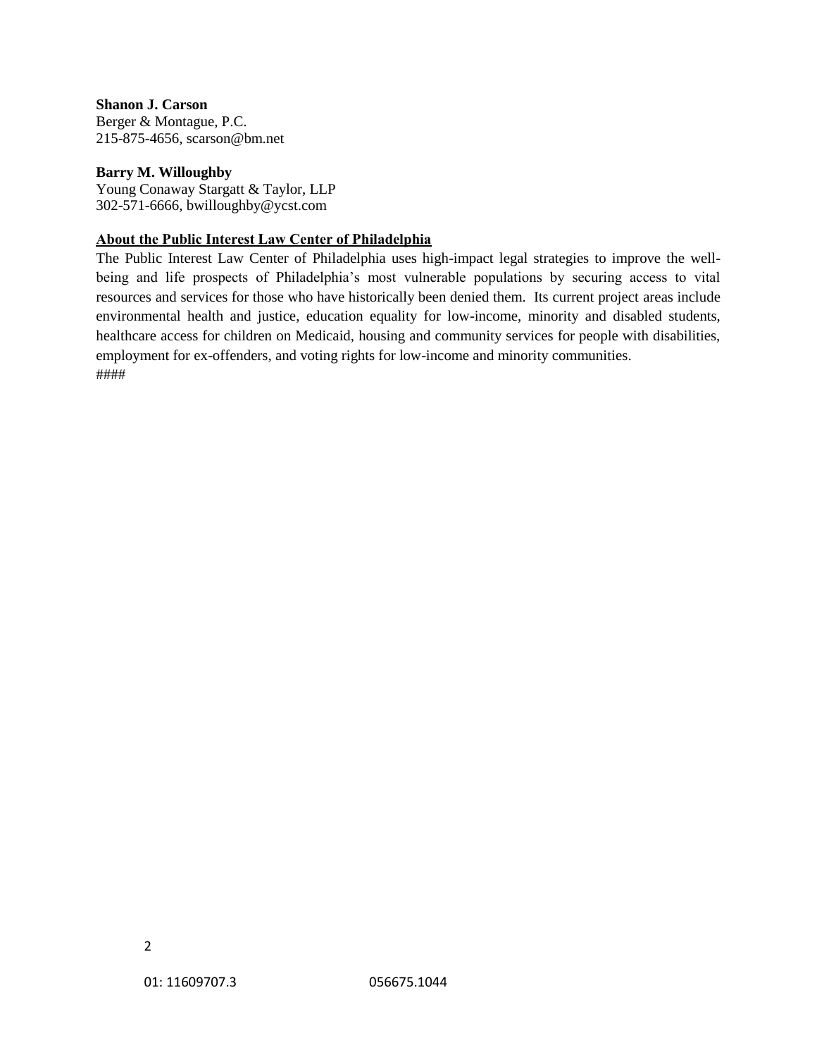**Shanon J. Carson**
Berger & Montague, P.C.
215-875-4656, scarson@bm.net

**Barry M. Willoughby**
Young Conaway Stargatt & Taylor, LLP
302-571-6666, bwilloughby@ycst.com

**About the Public Interest Law Center of Philadelphia**

The Public Interest Law Center of Philadelphia uses high-impact legal strategies to improve the well-being and life prospects of Philadelphia's most vulnerable populations by securing access to vital resources and services for those who have historically been denied them. Its current project areas include environmental health and justice, education equality for low-income, minority and disabled students, healthcare access for children on Medicaid, housing and community services for people with disabilities, employment for ex-offenders, and voting rights for low-income and minority communities.

####

01: 11609707.3 056675.1044